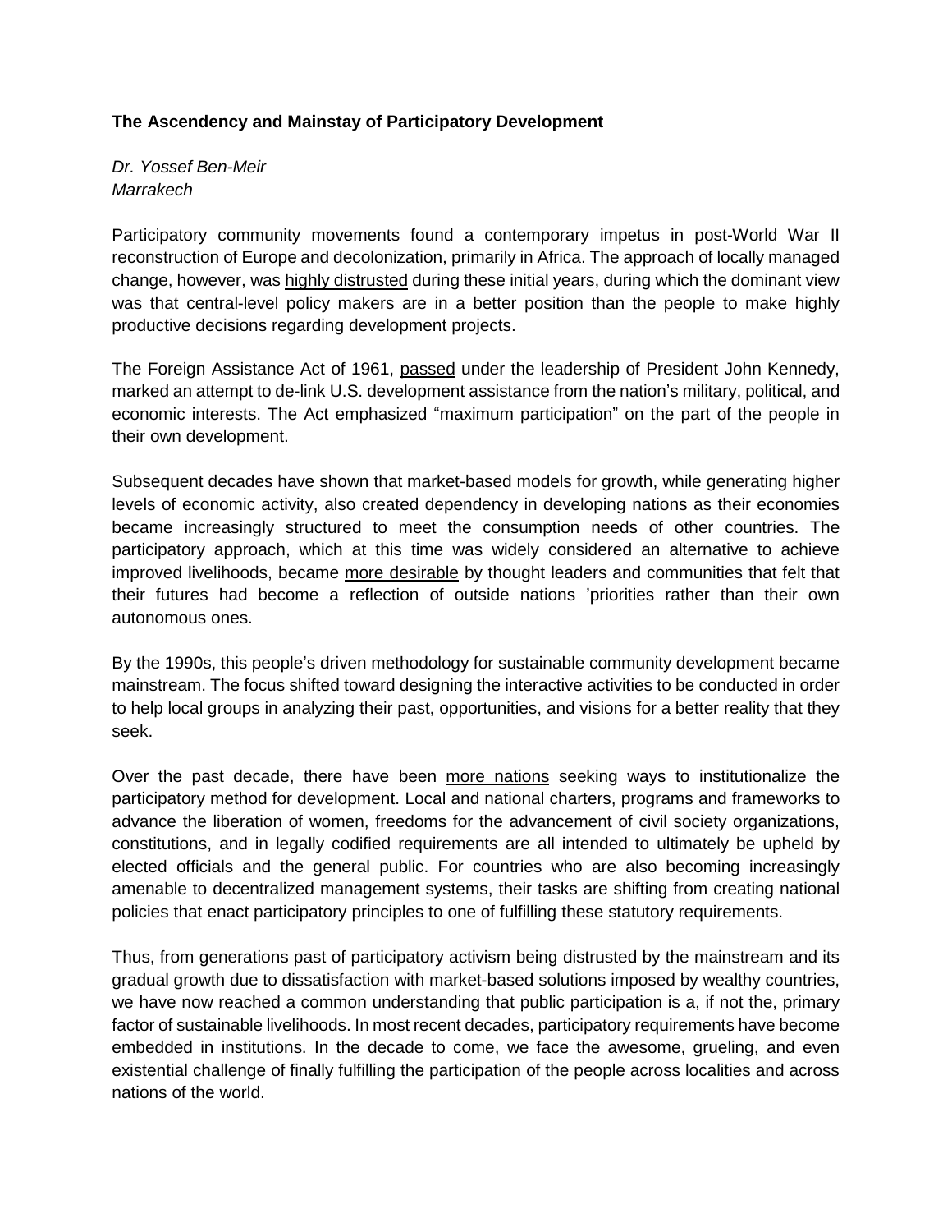**The Ascendency and Mainstay of Participatory Development**

*Dr. Yossef Ben-Meir*
*Marrakech*

Participatory community movements found a contemporary impetus in post-World War II reconstruction of Europe and decolonization, primarily in Africa. The approach of locally managed change, however, was highly distrusted during these initial years, during which the dominant view was that central-level policy makers are in a better position than the people to make highly productive decisions regarding development projects.

The Foreign Assistance Act of 1961, passed under the leadership of President John Kennedy, marked an attempt to de-link U.S. development assistance from the nation's military, political, and economic interests. The Act emphasized "maximum participation" on the part of the people in their own development.

Subsequent decades have shown that market-based models for growth, while generating higher levels of economic activity, also created dependency in developing nations as their economies became increasingly structured to meet the consumption needs of other countries. The participatory approach, which at this time was widely considered an alternative to achieve improved livelihoods, became more desirable by thought leaders and communities that felt that their futures had become a reflection of outside nations 'priorities rather than their own autonomous ones.

By the 1990s, this people's driven methodology for sustainable community development became mainstream. The focus shifted toward designing the interactive activities to be conducted in order to help local groups in analyzing their past, opportunities, and visions for a better reality that they seek.

Over the past decade, there have been more nations seeking ways to institutionalize the participatory method for development. Local and national charters, programs and frameworks to advance the liberation of women, freedoms for the advancement of civil society organizations, constitutions, and in legally codified requirements are all intended to ultimately be upheld by elected officials and the general public. For countries who are also becoming increasingly amenable to decentralized management systems, their tasks are shifting from creating national policies that enact participatory principles to one of fulfilling these statutory requirements.

Thus, from generations past of participatory activism being distrusted by the mainstream and its gradual growth due to dissatisfaction with market-based solutions imposed by wealthy countries, we have now reached a common understanding that public participation is a, if not the, primary factor of sustainable livelihoods. In most recent decades, participatory requirements have become embedded in institutions. In the decade to come, we face the awesome, grueling, and even existential challenge of finally fulfilling the participation of the people across localities and across nations of the world.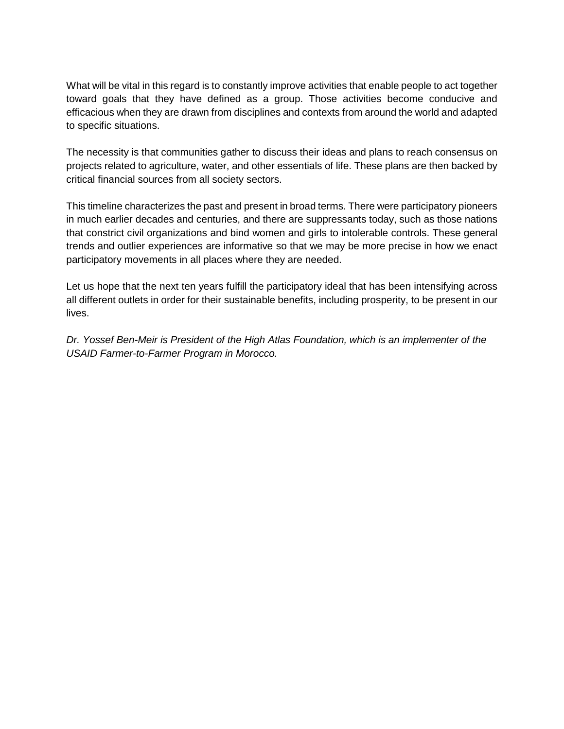What will be vital in this regard is to constantly improve activities that enable people to act together toward goals that they have defined as a group. Those activities become conducive and efficacious when they are drawn from disciplines and contexts from around the world and adapted to specific situations.

The necessity is that communities gather to discuss their ideas and plans to reach consensus on projects related to agriculture, water, and other essentials of life. These plans are then backed by critical financial sources from all society sectors.

This timeline characterizes the past and present in broad terms. There were participatory pioneers in much earlier decades and centuries, and there are suppressants today, such as those nations that constrict civil organizations and bind women and girls to intolerable controls. These general trends and outlier experiences are informative so that we may be more precise in how we enact participatory movements in all places where they are needed.

Let us hope that the next ten years fulfill the participatory ideal that has been intensifying across all different outlets in order for their sustainable benefits, including prosperity, to be present in our lives.

*Dr. Yossef Ben-Meir is President of the High Atlas Foundation, which is an implementer of the USAID Farmer-to-Farmer Program in Morocco.*